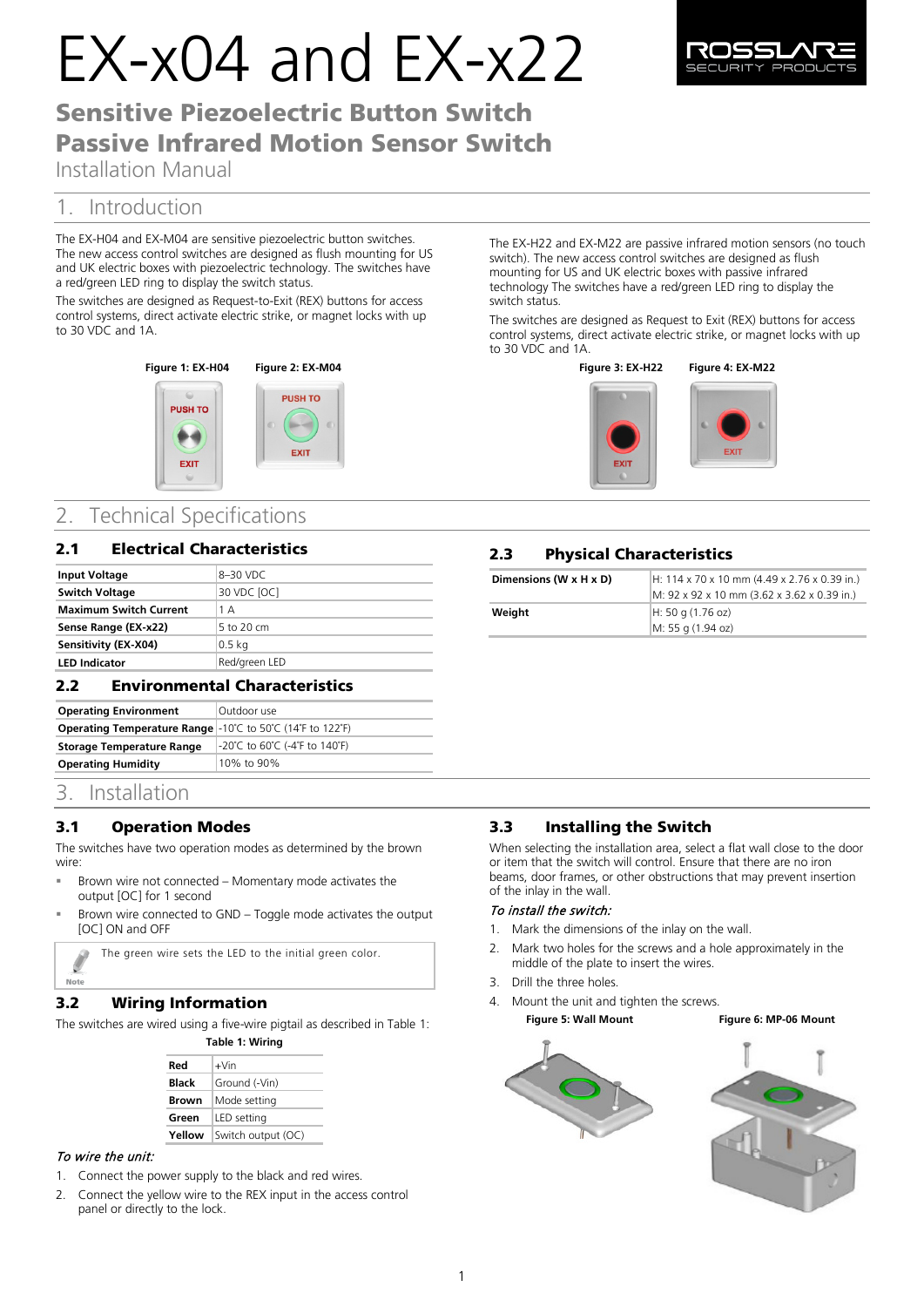# EX-x04 and EX-x22

## Sensitive Piezoelectric Button Switch
## Passive Infrared Motion Sensor Switch

Installation Manual

# 1. Introduction

The EX-H04 and EX-M04 are sensitive piezoelectric button switches. The new access control switches are designed as flush mounting for US and UK electric boxes with piezoelectric technology. The switches have a red/green LED ring to display the switch status.

The switches are designed as Request-to-Exit (REX) buttons for access control systems, direct activate electric strike, or magnet locks with up to 30 VDC and 1A.

**Figure 1: EX-H04** **Figure 2: EX-M04**

The EX-H22 and EX-M22 are passive infrared motion sensors (no touch switch). The new access control switches are designed as flush mounting for US and UK electric boxes with passive infrared technology The switches have a red/green LED ring to display the switch status.

The switches are designed as Request to Exit (REX) buttons for access control systems, direct activate electric strike, or magnet locks with up to 30 VDC and 1A.

**Figure 3: EX-H22** **Figure 4: EX-M22**

# 2. Technical Specifications

## 2.1 Electrical Characteristics

| | |
|---|---|
| **Input Voltage** | 8–30 VDC |
| **Switch Voltage** | 30 VDC [OC] |
| **Maximum Switch Current** | 1 A |
| **Sense Range (EX-x22)** | 5 to 20 cm |
| **Sensitivity (EX-X04)** | 0.5 kg |
| **LED Indicator** | Red/green LED |

## 2.2 Environmental Characteristics

| | |
|---|---|
| **Operating Environment** | Outdoor use |
| **Operating Temperature Range** | -10˚C to 50˚C (14˚F to 122˚F) |
| **Storage Temperature Range** | -20˚C to 60˚C (-4˚F to 140˚F) |
| **Operating Humidity** | 10% to 90% |

## 2.3 Physical Characteristics

| | |
|---|---|
| **Dimensions (W x H x D)** | H: 114 x 70 x 10 mm (4.49 x 2.76 x 0.39 in.)<br>M: 92 x 92 x 10 mm (3.62 x 3.62 x 0.39 in.) |
| **Weight** | H: 50 g (1.76 oz)<br>M: 55 g (1.94 oz) |

# 3. Installation

## 3.1 Operation Modes

The switches have two operation modes as determined by the brown wire:

- Brown wire not connected – Momentary mode activates the output [OC] for 1 second
- Brown wire connected to GND – Toggle mode activates the output [OC] ON and OFF

> **Note:** The green wire sets the LED to the initial green color.

## 3.2 Wiring Information

The switches are wired using a five-wire pigtail as described in Table 1:

**Table 1: Wiring**

| | |
|---|---|
| **Red** | +Vin |
| **Black** | Ground (-Vin) |
| **Brown** | Mode setting |
| **Green** | LED setting |
| **Yellow** | Switch output (OC) |

*To wire the unit:*

1. Connect the power supply to the black and red wires.
2. Connect the yellow wire to the REX input in the access control panel or directly to the lock.

## 3.3 Installing the Switch

When selecting the installation area, select a flat wall close to the door or item that the switch will control. Ensure that there are no iron beams, door frames, or other obstructions that may prevent insertion of the inlay in the wall.

*To install the switch:*

1. Mark the dimensions of the inlay on the wall.
2. Mark two holes for the screws and a hole approximately in the middle of the plate to insert the wires.
3. Drill the three holes.
4. Mount the unit and tighten the screws.

**Figure 5: Wall Mount** **Figure 6: MP-06 Mount**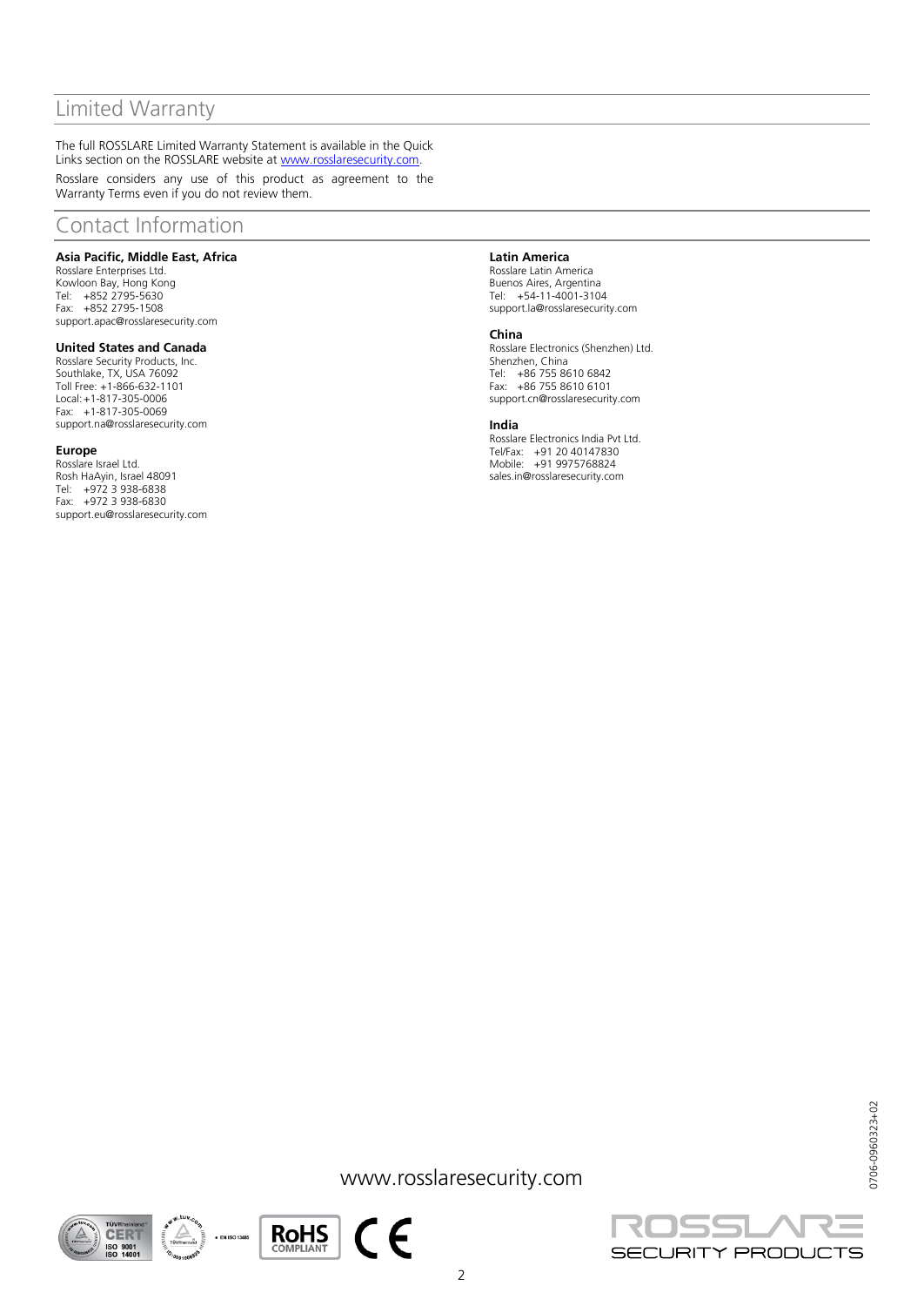## Limited Warranty

The full ROSSLARE Limited Warranty Statement is available in the Quick Links section on the ROSSLARE website at www.rosslaresecurity.com.

Rosslare considers any use of this product as agreement to the Warranty Terms even if you do not review them.

## Contact Information

**Asia Pacific, Middle East, Africa**
Rosslare Enterprises Ltd.
Kowloon Bay, Hong Kong
Tel: +852 2795-5630
Fax: +852 2795-1508
support.apac@rosslaresecurity.com

**United States and Canada**
Rosslare Security Products, Inc.
Southlake, TX, USA 76092
Toll Free: +1-866-632-1101
Local: +1-817-305-0006
Fax: +1-817-305-0069
support.na@rosslaresecurity.com

**Europe**
Rosslare Israel Ltd.
Rosh HaAyin, Israel 48091
Tel: +972 3 938-6838
Fax: +972 3 938-6830
support.eu@rosslaresecurity.com

**Latin America**
Rosslare Latin America
Buenos Aires, Argentina
Tel: +54-11-4001-3104
support.la@rosslaresecurity.com

**China**
Rosslare Electronics (Shenzhen) Ltd.
Shenzhen, China
Tel: +86 755 8610 6842
Fax: +86 755 8610 6101
support.cn@rosslaresecurity.com

**India**
Rosslare Electronics India Pvt Ltd.
Tel/Fax: +91 20 40147830
Mobile: +91 9975768824
sales.in@rosslaresecurity.com

www.rosslaresecurity.com

0706-0960323+02